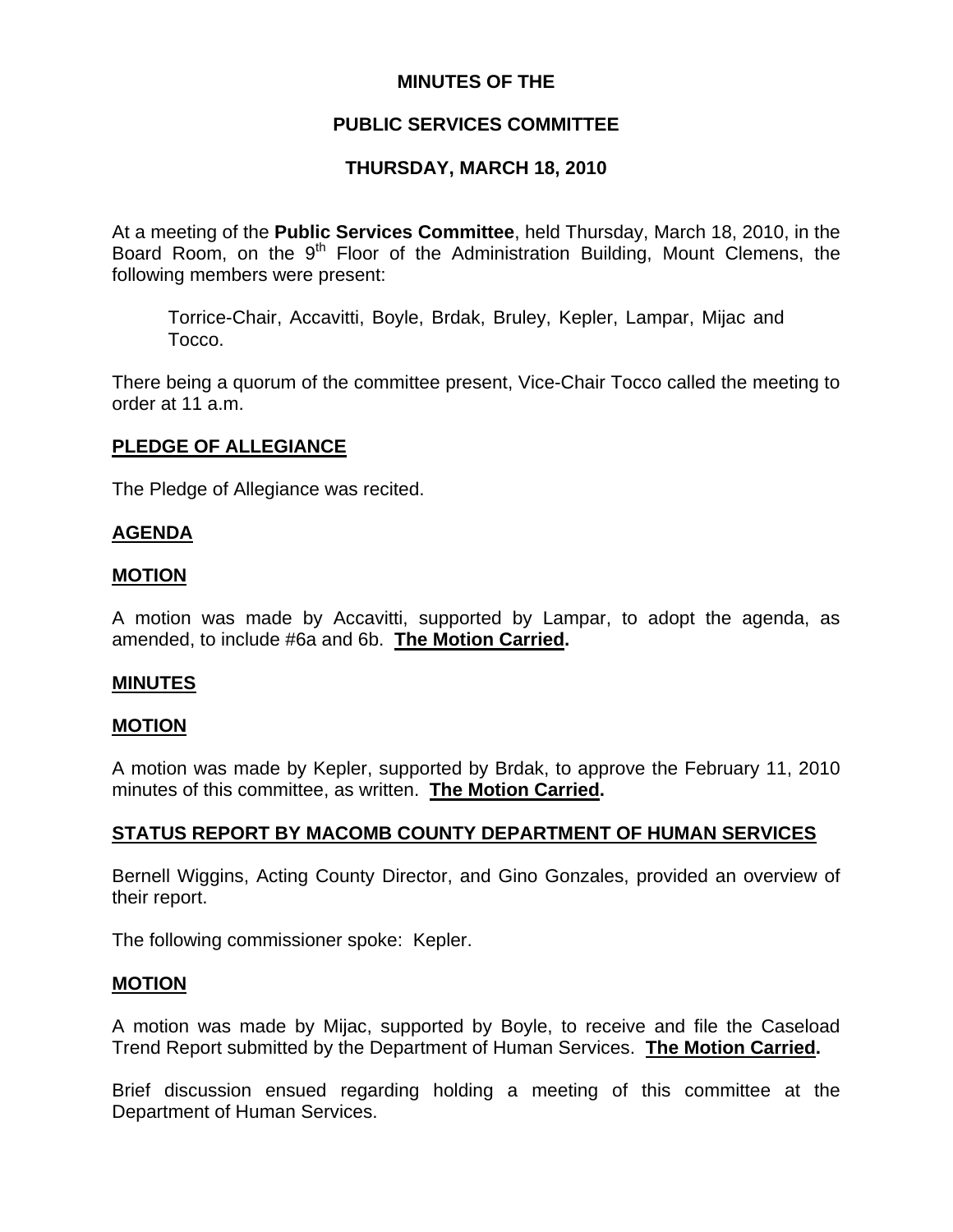# MINUTES OF THE

# PUBLIC SERVICES COMMITTEE

# THURSDAY, MARCH 18, 2010

At a meeting of the **Public Services Committee**, held Thursday, March 18, 2010, in the Board Room, on the 9th Floor of the Administration Building, Mount Clemens, the following members were present:

> Torrice-Chair, Accavitti, Boyle, Brdak, Bruley, Kepler, Lampar, Mijac and Tocco.

There being a quorum of the committee present, Vice-Chair Tocco called the meeting to order at 11 a.m.

## PLEDGE OF ALLEGIANCE

The Pledge of Allegiance was recited.

## AGENDA

## MOTION

A motion was made by Accavitti, supported by Lampar, to adopt the agenda, as amended, to include #6a and 6b. **The Motion Carried.**

## MINUTES

## MOTION

A motion was made by Kepler, supported by Brdak, to approve the February 11, 2010 minutes of this committee, as written. **The Motion Carried.**

## STATUS REPORT BY MACOMB COUNTY DEPARTMENT OF HUMAN SERVICES

Bernell Wiggins, Acting County Director, and Gino Gonzales, provided an overview of their report.

The following commissioner spoke: Kepler.

## MOTION

A motion was made by Mijac, supported by Boyle, to receive and file the Caseload Trend Report submitted by the Department of Human Services. **The Motion Carried.**

Brief discussion ensued regarding holding a meeting of this committee at the Department of Human Services.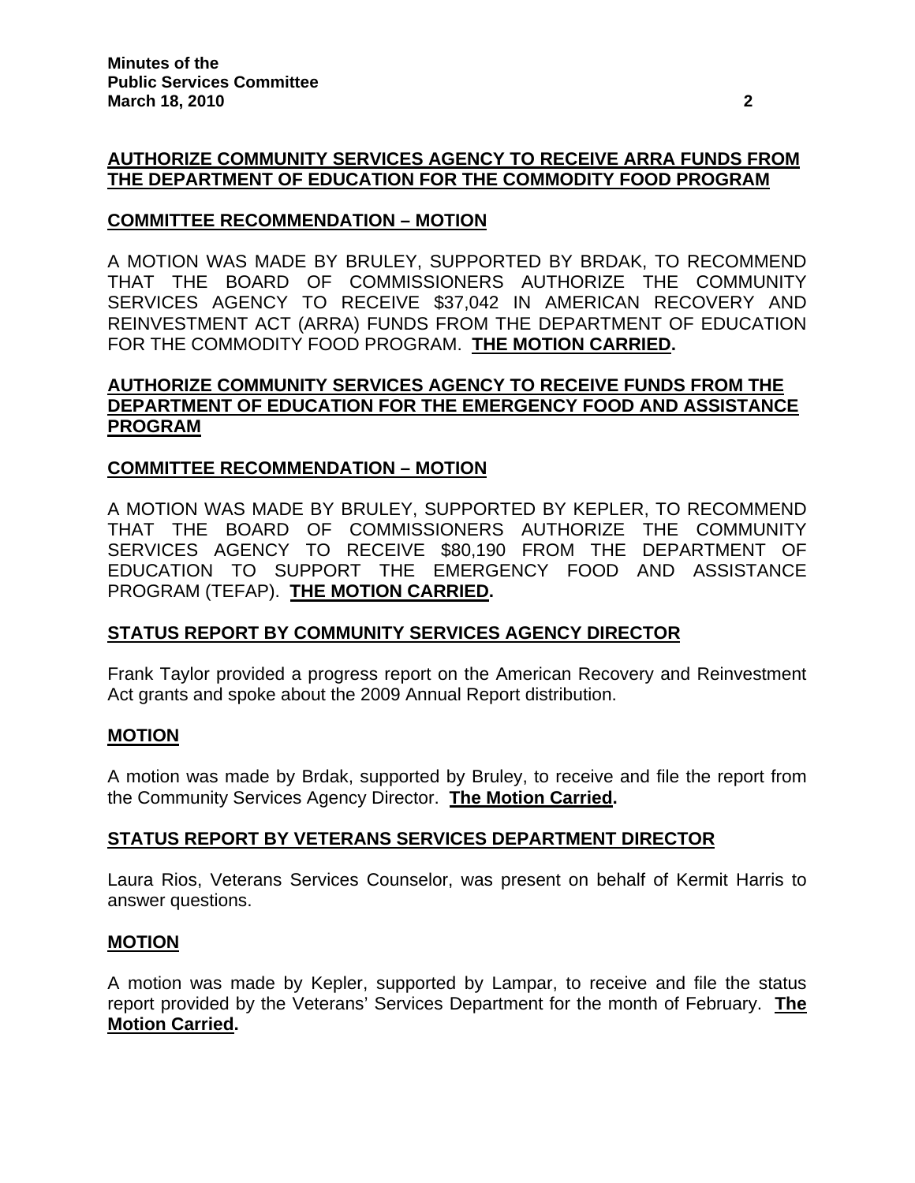**AUTHORIZE COMMUNITY SERVICES AGENCY TO RECEIVE ARRA FUNDS FROM THE DEPARTMENT OF EDUCATION FOR THE COMMODITY FOOD PROGRAM**

**COMMITTEE RECOMMENDATION – MOTION**

A MOTION WAS MADE BY BRULEY, SUPPORTED BY BRDAK, TO RECOMMEND THAT THE BOARD OF COMMISSIONERS AUTHORIZE THE COMMUNITY SERVICES AGENCY TO RECEIVE $37,042 IN AMERICAN RECOVERY AND REINVESTMENT ACT (ARRA) FUNDS FROM THE DEPARTMENT OF EDUCATION FOR THE COMMODITY FOOD PROGRAM. **THE MOTION CARRIED.**

**AUTHORIZE COMMUNITY SERVICES AGENCY TO RECEIVE FUNDS FROM THE DEPARTMENT OF EDUCATION FOR THE EMERGENCY FOOD AND ASSISTANCE PROGRAM**

**COMMITTEE RECOMMENDATION – MOTION**

A MOTION WAS MADE BY BRULEY, SUPPORTED BY KEPLER, TO RECOMMEND THAT THE BOARD OF COMMISSIONERS AUTHORIZE THE COMMUNITY SERVICES AGENCY TO RECEIVE $80,190 FROM THE DEPARTMENT OF EDUCATION TO SUPPORT THE EMERGENCY FOOD AND ASSISTANCE PROGRAM (TEFAP). **THE MOTION CARRIED.**

**STATUS REPORT BY COMMUNITY SERVICES AGENCY DIRECTOR**

Frank Taylor provided a progress report on the American Recovery and Reinvestment Act grants and spoke about the 2009 Annual Report distribution.

**MOTION**

A motion was made by Brdak, supported by Bruley, to receive and file the report from the Community Services Agency Director. **The Motion Carried.**

**STATUS REPORT BY VETERANS SERVICES DEPARTMENT DIRECTOR**

Laura Rios, Veterans Services Counselor, was present on behalf of Kermit Harris to answer questions.

**MOTION**

A motion was made by Kepler, supported by Lampar, to receive and file the status report provided by the Veterans' Services Department for the month of February. **The Motion Carried.**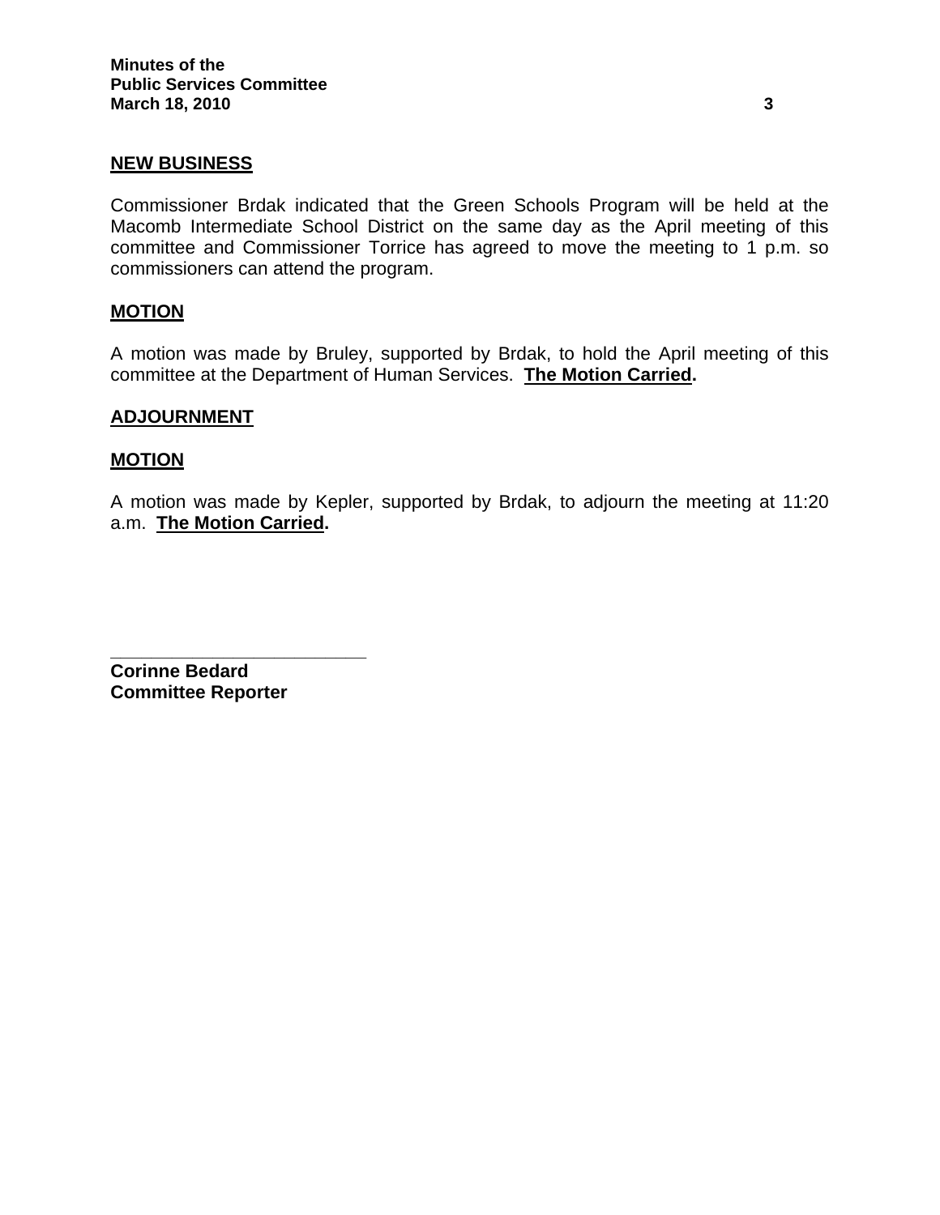**NEW BUSINESS**

Commissioner Brdak indicated that the Green Schools Program will be held at the Macomb Intermediate School District on the same day as the April meeting of this committee and Commissioner Torrice has agreed to move the meeting to 1 p.m. so commissioners can attend the program.

**MOTION**

A motion was made by Bruley, supported by Brdak, to hold the April meeting of this committee at the Department of Human Services. **The Motion Carried.**

**ADJOURNMENT**

**MOTION**

A motion was made by Kepler, supported by Brdak, to adjourn the meeting at 11:20 a.m. **The Motion Carried.**

\_\_\_\_\_\_\_\_\_\_\_\_\_\_\_\_\_\_\_\_\_\_\_\_\_\_

**Corinne Bedard**
**Committee Reporter**